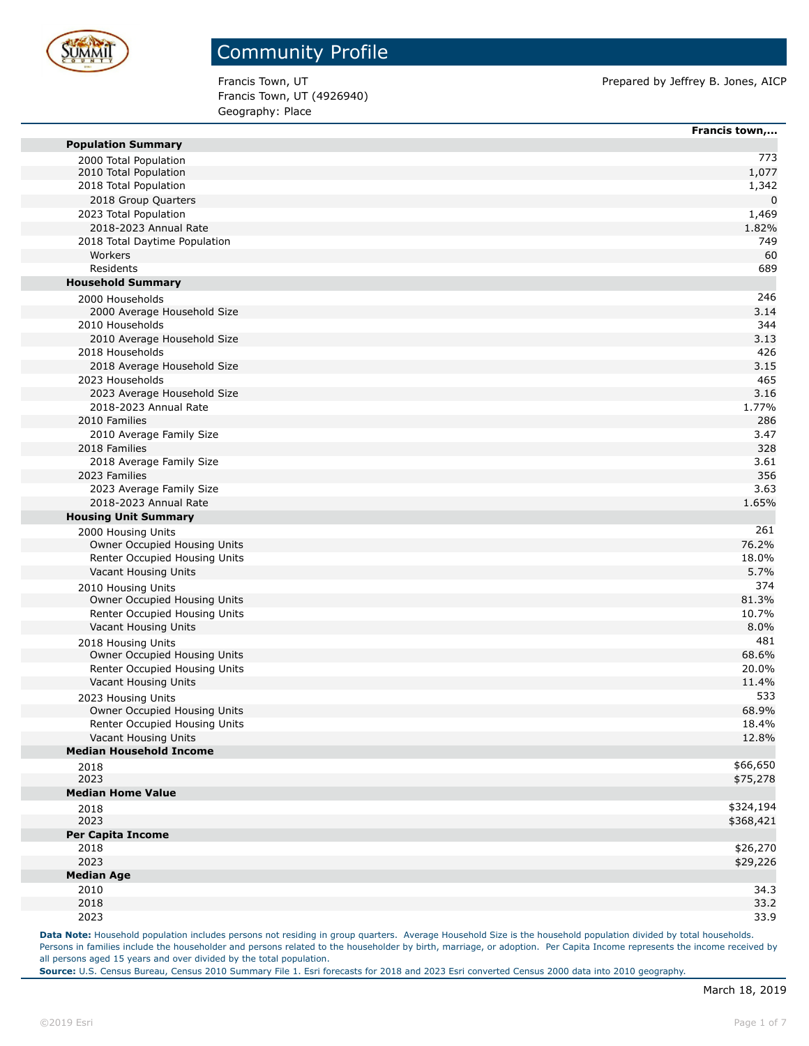# Community Profile

Francis Town, UT
Francis Town, UT (4926940)
Geography: Place

Prepared by Jeffrey B. Jones, AICP

| | Francis town,... |
|---|---|
| **Population Summary** | |
| 2000 Total Population | 773 |
| 2010 Total Population | 1,077 |
| 2018 Total Population | 1,342 |
| 2018 Group Quarters | 0 |
| 2023 Total Population | 1,469 |
| 2018-2023 Annual Rate | 1.82% |
| 2018 Total Daytime Population | 749 |
| Workers | 60 |
| Residents | 689 |
| **Household Summary** | |
| 2000 Households | 246 |
| 2000 Average Household Size | 3.14 |
| 2010 Households | 344 |
| 2010 Average Household Size | 3.13 |
| 2018 Households | 426 |
| 2018 Average Household Size | 3.15 |
| 2023 Households | 465 |
| 2023 Average Household Size | 3.16 |
| 2018-2023 Annual Rate | 1.77% |
| 2010 Families | 286 |
| 2010 Average Family Size | 3.47 |
| 2018 Families | 328 |
| 2018 Average Family Size | 3.61 |
| 2023 Families | 356 |
| 2023 Average Family Size | 3.63 |
| 2018-2023 Annual Rate | 1.65% |
| **Housing Unit Summary** | |
| 2000 Housing Units | 261 |
| Owner Occupied Housing Units | 76.2% |
| Renter Occupied Housing Units | 18.0% |
| Vacant Housing Units | 5.7% |
| 2010 Housing Units | 374 |
| Owner Occupied Housing Units | 81.3% |
| Renter Occupied Housing Units | 10.7% |
| Vacant Housing Units | 8.0% |
| 2018 Housing Units | 481 |
| Owner Occupied Housing Units | 68.6% |
| Renter Occupied Housing Units | 20.0% |
| Vacant Housing Units | 11.4% |
| 2023 Housing Units | 533 |
| Owner Occupied Housing Units | 68.9% |
| Renter Occupied Housing Units | 18.4% |
| Vacant Housing Units | 12.8% |
| **Median Household Income** | |
| 2018 | $66,650 |
| 2023 | $75,278 |
| **Median Home Value** | |
| 2018 | $324,194 |
| 2023 | $368,421 |
| **Per Capita Income** | |
| 2018 | $26,270 |
| 2023 | $29,226 |
| **Median Age** | |
| 2010 | 34.3 |
| 2018 | 33.2 |
| 2023 | 33.9 |

**Data Note:** Household population includes persons not residing in group quarters. Average Household Size is the household population divided by total households. Persons in families include the householder and persons related to the householder by birth, marriage, or adoption. Per Capita Income represents the income received by all persons aged 15 years and over divided by the total population.
**Source:** U.S. Census Bureau, Census 2010 Summary File 1. Esri forecasts for 2018 and 2023 Esri converted Census 2000 data into 2010 geography.

March 18, 2019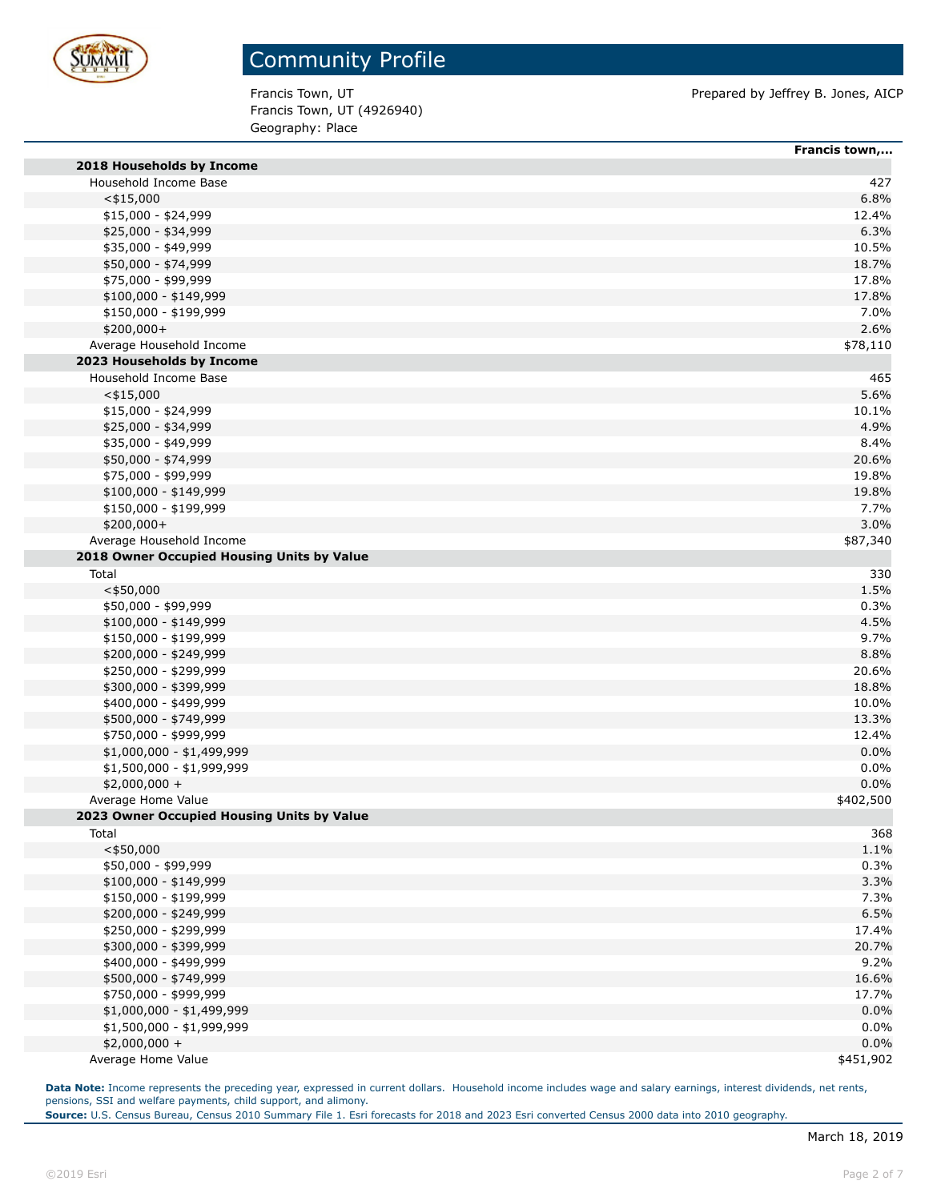# Community Profile

Francis Town, UT
Francis Town, UT (4926940)
Geography: Place

Prepared by Jeffrey B. Jones, AICP

| | Francis town,... |
|---|---|
| **2018 Households by Income** | |
| Household Income Base | 427 |
| <$15,000 | 6.8% |
| $15,000 - $24,999 | 12.4% |
| $25,000 - $34,999 | 6.3% |
| $35,000 - $49,999 | 10.5% |
| $50,000 - $74,999 | 18.7% |
| $75,000 - $99,999 | 17.8% |
| $100,000 - $149,999 | 17.8% |
| $150,000 - $199,999 | 7.0% |
| $200,000+ | 2.6% |
| Average Household Income | $78,110 |
| **2023 Households by Income** | |
| Household Income Base | 465 |
| <$15,000 | 5.6% |
| $15,000 - $24,999 | 10.1% |
| $25,000 - $34,999 | 4.9% |
| $35,000 - $49,999 | 8.4% |
| $50,000 - $74,999 | 20.6% |
| $75,000 - $99,999 | 19.8% |
| $100,000 - $149,999 | 19.8% |
| $150,000 - $199,999 | 7.7% |
| $200,000+ | 3.0% |
| Average Household Income | $87,340 |
| **2018 Owner Occupied Housing Units by Value** | |
| Total | 330 |
| <$50,000 | 1.5% |
| $50,000 - $99,999 | 0.3% |
| $100,000 - $149,999 | 4.5% |
| $150,000 - $199,999 | 9.7% |
| $200,000 - $249,999 | 8.8% |
| $250,000 - $299,999 | 20.6% |
| $300,000 - $399,999 | 18.8% |
| $400,000 - $499,999 | 10.0% |
| $500,000 - $749,999 | 13.3% |
| $750,000 - $999,999 | 12.4% |
| $1,000,000 - $1,499,999 | 0.0% |
| $1,500,000 - $1,999,999 | 0.0% |
| $2,000,000 + | 0.0% |
| Average Home Value | $402,500 |
| **2023 Owner Occupied Housing Units by Value** | |
| Total | 368 |
| <$50,000 | 1.1% |
| $50,000 - $99,999 | 0.3% |
| $100,000 - $149,999 | 3.3% |
| $150,000 - $199,999 | 7.3% |
| $200,000 - $249,999 | 6.5% |
| $250,000 - $299,999 | 17.4% |
| $300,000 - $399,999 | 20.7% |
| $400,000 - $499,999 | 9.2% |
| $500,000 - $749,999 | 16.6% |
| $750,000 - $999,999 | 17.7% |
| $1,000,000 - $1,499,999 | 0.0% |
| $1,500,000 - $1,999,999 | 0.0% |
| $2,000,000 + | 0.0% |
| Average Home Value | $451,902 |

**Data Note:** Income represents the preceding year, expressed in current dollars. Household income includes wage and salary earnings, interest dividends, net rents, pensions, SSI and welfare payments, child support, and alimony.
**Source:** U.S. Census Bureau, Census 2010 Summary File 1. Esri forecasts for 2018 and 2023 Esri converted Census 2000 data into 2010 geography.

March 18, 2019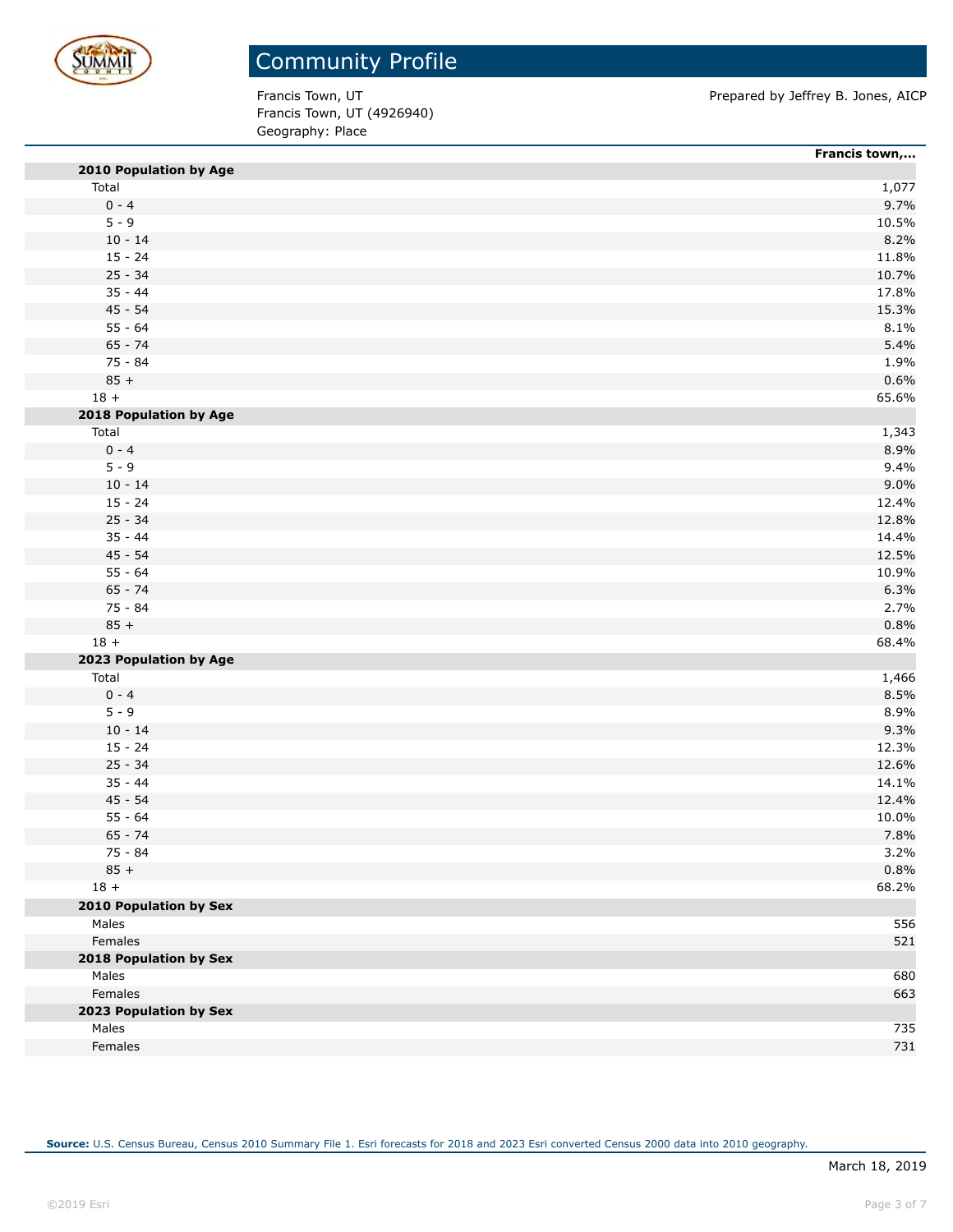# Community Profile

Francis Town, UT
Francis Town, UT (4926940)
Geography: Place

Prepared by Jeffrey B. Jones, AICP

| | Francis town,... |
|---|---|
| **2010 Population by Age** | |
| Total | 1,077 |
| 0 - 4 | 9.7% |
| 5 - 9 | 10.5% |
| 10 - 14 | 8.2% |
| 15 - 24 | 11.8% |
| 25 - 34 | 10.7% |
| 35 - 44 | 17.8% |
| 45 - 54 | 15.3% |
| 55 - 64 | 8.1% |
| 65 - 74 | 5.4% |
| 75 - 84 | 1.9% |
| 85 + | 0.6% |
| 18 + | 65.6% |
| **2018 Population by Age** | |
| Total | 1,343 |
| 0 - 4 | 8.9% |
| 5 - 9 | 9.4% |
| 10 - 14 | 9.0% |
| 15 - 24 | 12.4% |
| 25 - 34 | 12.8% |
| 35 - 44 | 14.4% |
| 45 - 54 | 12.5% |
| 55 - 64 | 10.9% |
| 65 - 74 | 6.3% |
| 75 - 84 | 2.7% |
| 85 + | 0.8% |
| 18 + | 68.4% |
| **2023 Population by Age** | |
| Total | 1,466 |
| 0 - 4 | 8.5% |
| 5 - 9 | 8.9% |
| 10 - 14 | 9.3% |
| 15 - 24 | 12.3% |
| 25 - 34 | 12.6% |
| 35 - 44 | 14.1% |
| 45 - 54 | 12.4% |
| 55 - 64 | 10.0% |
| 65 - 74 | 7.8% |
| 75 - 84 | 3.2% |
| 85 + | 0.8% |
| 18 + | 68.2% |
| **2010 Population by Sex** | |
| Males | 556 |
| Females | 521 |
| **2018 Population by Sex** | |
| Males | 680 |
| Females | 663 |
| **2023 Population by Sex** | |
| Males | 735 |
| Females | 731 |

**Source:** U.S. Census Bureau, Census 2010 Summary File 1. Esri forecasts for 2018 and 2023 Esri converted Census 2000 data into 2010 geography.

March 18, 2019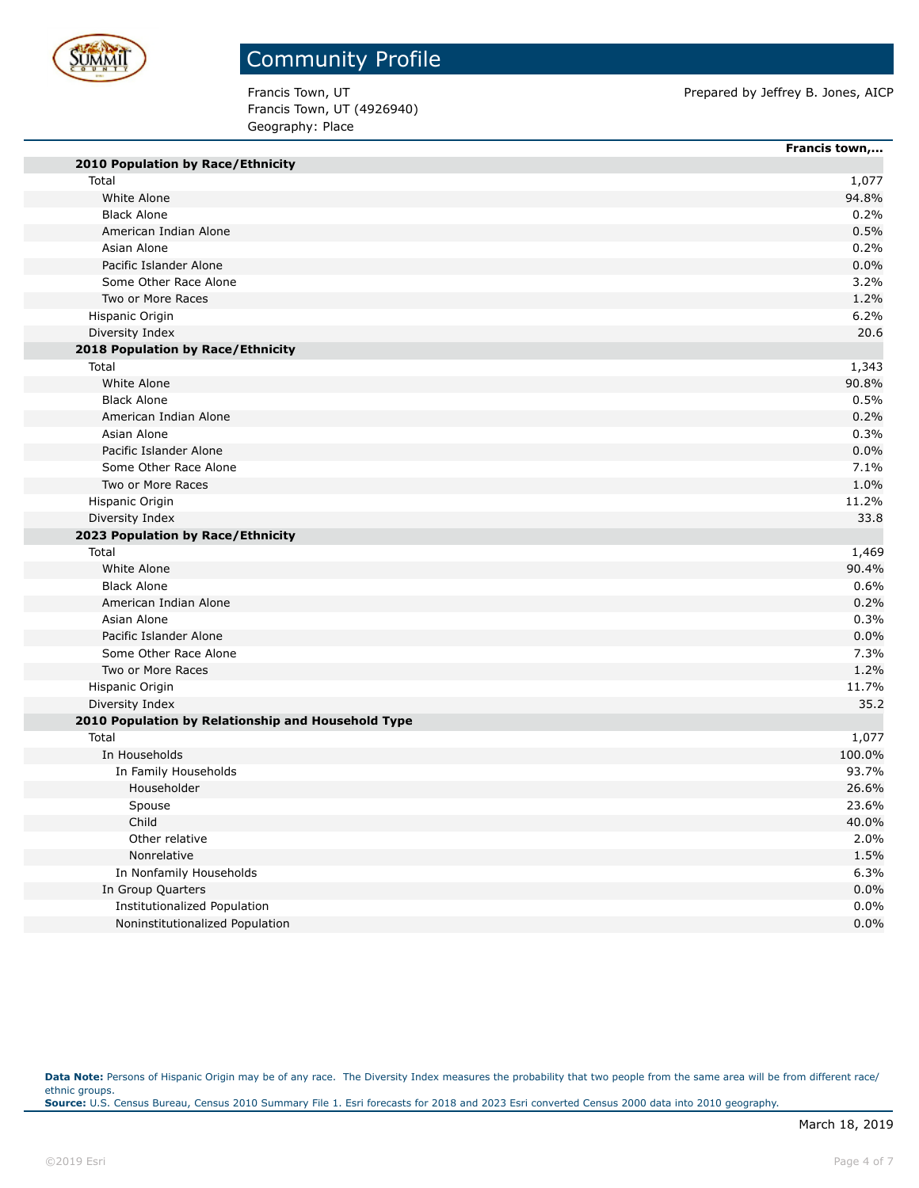# Community Profile

Francis Town, UT
Francis Town, UT (4926940)
Geography: Place

Prepared by Jeffrey B. Jones, AICP

| | Francis town,... |
|---|---|
| **2010 Population by Race/Ethnicity** | |
| Total | 1,077 |
| White Alone | 94.8% |
| Black Alone | 0.2% |
| American Indian Alone | 0.5% |
| Asian Alone | 0.2% |
| Pacific Islander Alone | 0.0% |
| Some Other Race Alone | 3.2% |
| Two or More Races | 1.2% |
| Hispanic Origin | 6.2% |
| Diversity Index | 20.6 |
| **2018 Population by Race/Ethnicity** | |
| Total | 1,343 |
| White Alone | 90.8% |
| Black Alone | 0.5% |
| American Indian Alone | 0.2% |
| Asian Alone | 0.3% |
| Pacific Islander Alone | 0.0% |
| Some Other Race Alone | 7.1% |
| Two or More Races | 1.0% |
| Hispanic Origin | 11.2% |
| Diversity Index | 33.8 |
| **2023 Population by Race/Ethnicity** | |
| Total | 1,469 |
| White Alone | 90.4% |
| Black Alone | 0.6% |
| American Indian Alone | 0.2% |
| Asian Alone | 0.3% |
| Pacific Islander Alone | 0.0% |
| Some Other Race Alone | 7.3% |
| Two or More Races | 1.2% |
| Hispanic Origin | 11.7% |
| Diversity Index | 35.2 |
| **2010 Population by Relationship and Household Type** | |
| Total | 1,077 |
| In Households | 100.0% |
| In Family Households | 93.7% |
| Householder | 26.6% |
| Spouse | 23.6% |
| Child | 40.0% |
| Other relative | 2.0% |
| Nonrelative | 1.5% |
| In Nonfamily Households | 6.3% |
| In Group Quarters | 0.0% |
| Institutionalized Population | 0.0% |
| Noninstitutionalized Population | 0.0% |

**Data Note:** Persons of Hispanic Origin may be of any race. The Diversity Index measures the probability that two people from the same area will be from different race/ethnic groups.
**Source:** U.S. Census Bureau, Census 2010 Summary File 1. Esri forecasts for 2018 and 2023 Esri converted Census 2000 data into 2010 geography.

March 18, 2019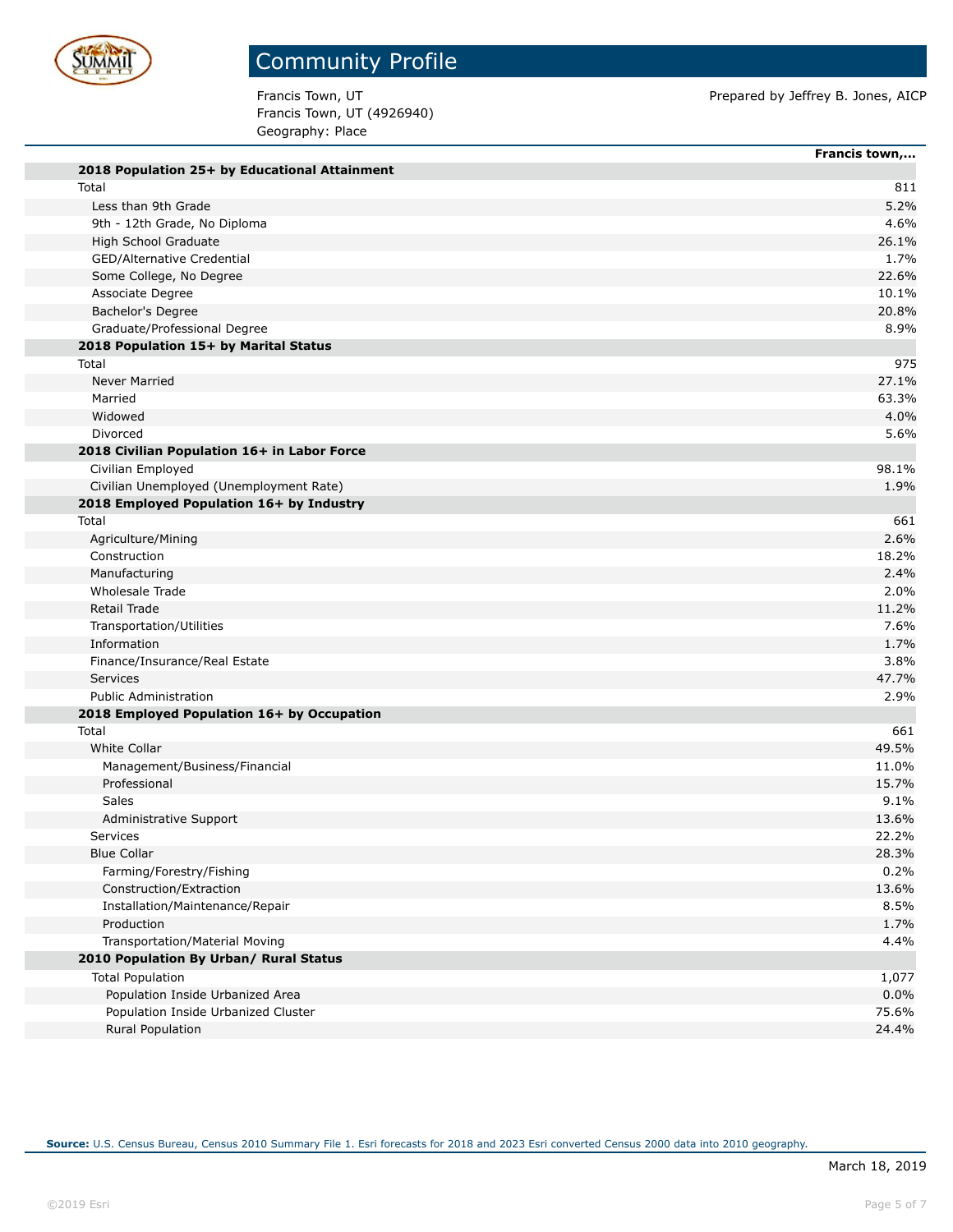# Community Profile

Francis Town, UT
Francis Town, UT (4926940)
Geography: Place

Prepared by Jeffrey B. Jones, AICP

| | Francis town,... |
|---|---|
| **2018 Population 25+ by Educational Attainment** | |
| Total | 811 |
| Less than 9th Grade | 5.2% |
| 9th - 12th Grade, No Diploma | 4.6% |
| High School Graduate | 26.1% |
| GED/Alternative Credential | 1.7% |
| Some College, No Degree | 22.6% |
| Associate Degree | 10.1% |
| Bachelor's Degree | 20.8% |
| Graduate/Professional Degree | 8.9% |
| **2018 Population 15+ by Marital Status** | |
| Total | 975 |
| Never Married | 27.1% |
| Married | 63.3% |
| Widowed | 4.0% |
| Divorced | 5.6% |
| **2018 Civilian Population 16+ in Labor Force** | |
| Civilian Employed | 98.1% |
| Civilian Unemployed (Unemployment Rate) | 1.9% |
| **2018 Employed Population 16+ by Industry** | |
| Total | 661 |
| Agriculture/Mining | 2.6% |
| Construction | 18.2% |
| Manufacturing | 2.4% |
| Wholesale Trade | 2.0% |
| Retail Trade | 11.2% |
| Transportation/Utilities | 7.6% |
| Information | 1.7% |
| Finance/Insurance/Real Estate | 3.8% |
| Services | 47.7% |
| Public Administration | 2.9% |
| **2018 Employed Population 16+ by Occupation** | |
| Total | 661 |
| White Collar | 49.5% |
| Management/Business/Financial | 11.0% |
| Professional | 15.7% |
| Sales | 9.1% |
| Administrative Support | 13.6% |
| Services | 22.2% |
| Blue Collar | 28.3% |
| Farming/Forestry/Fishing | 0.2% |
| Construction/Extraction | 13.6% |
| Installation/Maintenance/Repair | 8.5% |
| Production | 1.7% |
| Transportation/Material Moving | 4.4% |
| **2010 Population By Urban/ Rural Status** | |
| Total Population | 1,077 |
| Population Inside Urbanized Area | 0.0% |
| Population Inside Urbanized Cluster | 75.6% |
| Rural Population | 24.4% |

**Source:** U.S. Census Bureau, Census 2010 Summary File 1. Esri forecasts for 2018 and 2023 Esri converted Census 2000 data into 2010 geography.

March 18, 2019

©2019 Esri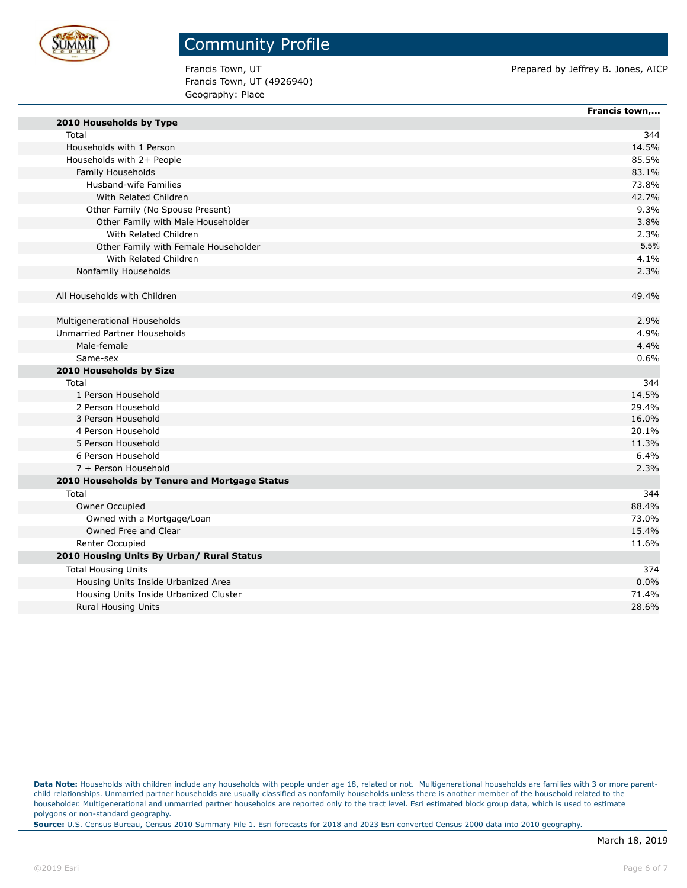# Community Profile

Francis Town, UT
Francis Town, UT (4926940)
Geography: Place

Prepared by Jeffrey B. Jones, AICP

| | Francis town,... |
|---|---|
| **2010 Households by Type** | |
| Total | 344 |
| Households with 1 Person | 14.5% |
| Households with 2+ People | 85.5% |
| Family Households | 83.1% |
| Husband-wife Families | 73.8% |
| With Related Children | 42.7% |
| Other Family (No Spouse Present) | 9.3% |
| Other Family with Male Householder | 3.8% |
| With Related Children | 2.3% |
| Other Family with Female Householder | 5.5% |
| With Related Children | 4.1% |
| Nonfamily Households | 2.3% |
| | |
| All Households with Children | 49.4% |
| | |
| Multigenerational Households | 2.9% |
| Unmarried Partner Households | 4.9% |
| Male-female | 4.4% |
| Same-sex | 0.6% |
| **2010 Households by Size** | |
| Total | 344 |
| 1 Person Household | 14.5% |
| 2 Person Household | 29.4% |
| 3 Person Household | 16.0% |
| 4 Person Household | 20.1% |
| 5 Person Household | 11.3% |
| 6 Person Household | 6.4% |
| 7 + Person Household | 2.3% |
| **2010 Households by Tenure and Mortgage Status** | |
| Total | 344 |
| Owner Occupied | 88.4% |
| Owned with a Mortgage/Loan | 73.0% |
| Owned Free and Clear | 15.4% |
| Renter Occupied | 11.6% |
| **2010 Housing Units By Urban/ Rural Status** | |
| Total Housing Units | 374 |
| Housing Units Inside Urbanized Area | 0.0% |
| Housing Units Inside Urbanized Cluster | 71.4% |
| Rural Housing Units | 28.6% |

**Data Note:** Households with children include any households with people under age 18, related or not. Multigenerational households are families with 3 or more parent-child relationships. Unmarried partner households are usually classified as nonfamily households unless there is another member of the household related to the householder. Multigenerational and unmarried partner households are reported only to the tract level. Esri estimated block group data, which is used to estimate polygons or non-standard geography.

**Source:** U.S. Census Bureau, Census 2010 Summary File 1. Esri forecasts for 2018 and 2023 Esri converted Census 2000 data into 2010 geography.

March 18, 2019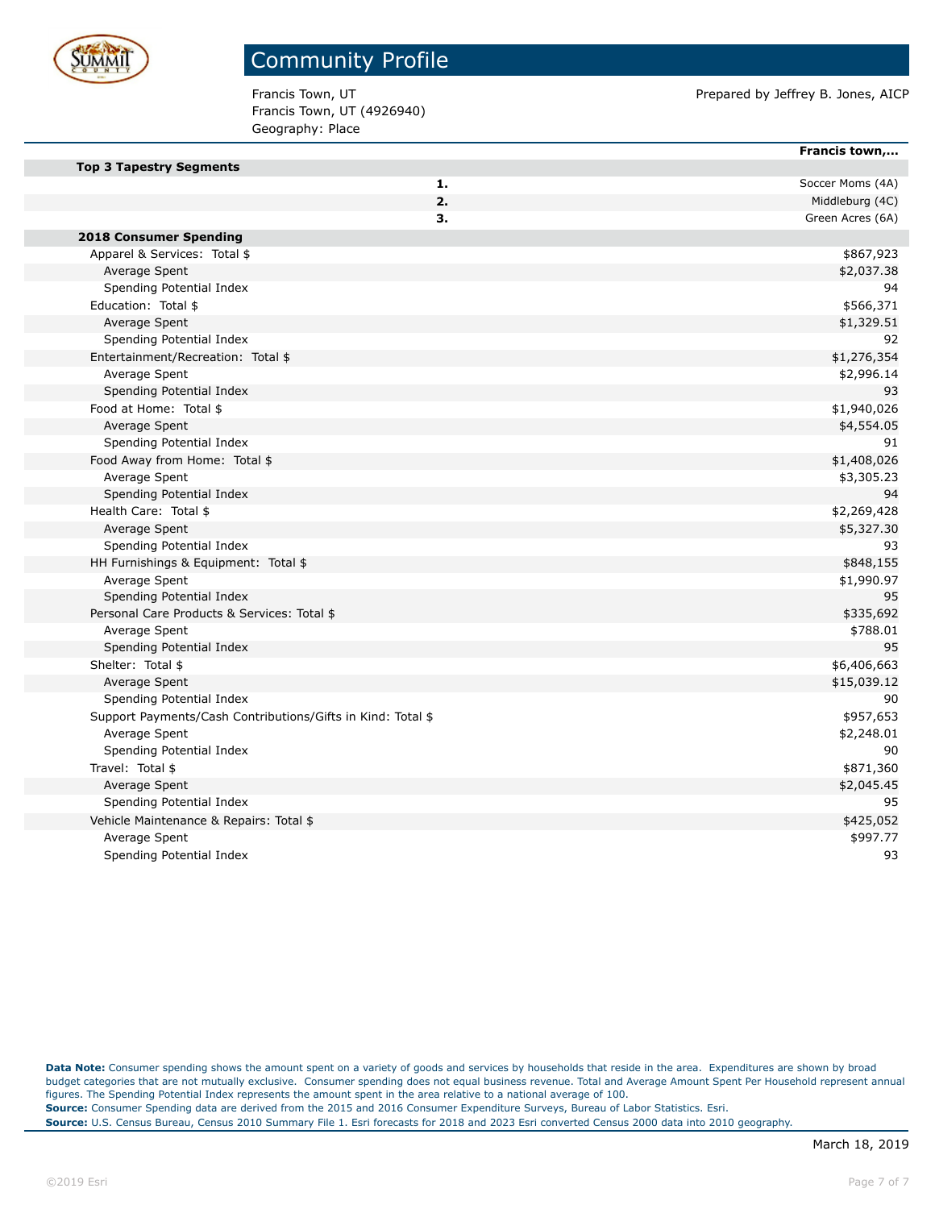# Community Profile

Francis Town, UT
Francis Town, UT (4926940)
Geography: Place

Prepared by Jeffrey B. Jones, AICP

| | Francis town,... |
|---|---|
| **Top 3 Tapestry Segments** | |
| 1. | Soccer Moms (4A) |
| 2. | Middleburg (4C) |
| 3. | Green Acres (6A) |
| **2018 Consumer Spending** | |
| Apparel & Services: Total $ | $867,923 |
| Average Spent | $2,037.38 |
| Spending Potential Index | 94 |
| Education: Total $ | $566,371 |
| Average Spent | $1,329.51 |
| Spending Potential Index | 92 |
| Entertainment/Recreation: Total $ | $1,276,354 |
| Average Spent | $2,996.14 |
| Spending Potential Index | 93 |
| Food at Home: Total $ | $1,940,026 |
| Average Spent | $4,554.05 |
| Spending Potential Index | 91 |
| Food Away from Home: Total $ | $1,408,026 |
| Average Spent | $3,305.23 |
| Spending Potential Index | 94 |
| Health Care: Total $ | $2,269,428 |
| Average Spent | $5,327.30 |
| Spending Potential Index | 93 |
| HH Furnishings & Equipment: Total $ | $848,155 |
| Average Spent | $1,990.97 |
| Spending Potential Index | 95 |
| Personal Care Products & Services: Total $ | $335,692 |
| Average Spent | $788.01 |
| Spending Potential Index | 95 |
| Shelter: Total $ | $6,406,663 |
| Average Spent | $15,039.12 |
| Spending Potential Index | 90 |
| Support Payments/Cash Contributions/Gifts in Kind: Total $ | $957,653 |
| Average Spent | $2,248.01 |
| Spending Potential Index | 90 |
| Travel: Total $ | $871,360 |
| Average Spent | $2,045.45 |
| Spending Potential Index | 95 |
| Vehicle Maintenance & Repairs: Total $ | $425,052 |
| Average Spent | $997.77 |
| Spending Potential Index | 93 |

**Data Note:** Consumer spending shows the amount spent on a variety of goods and services by households that reside in the area. Expenditures are shown by broad budget categories that are not mutually exclusive. Consumer spending does not equal business revenue. Total and Average Amount Spent Per Household represent annual figures. The Spending Potential Index represents the amount spent in the area relative to a national average of 100.
**Source:** Consumer Spending data are derived from the 2015 and 2016 Consumer Expenditure Surveys, Bureau of Labor Statistics. Esri.
**Source:** U.S. Census Bureau, Census 2010 Summary File 1. Esri forecasts for 2018 and 2023 Esri converted Census 2000 data into 2010 geography.

March 18, 2019

©2019 Esri